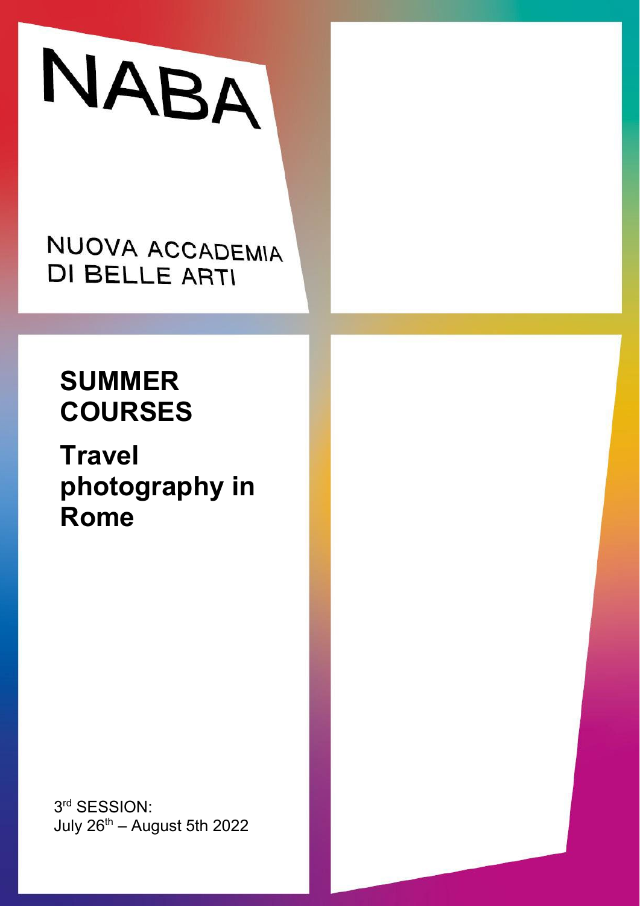NABA

NUOVA ACCADEMIA DI BELLE ARTI

# SUMMER COURSES

# Travel photography in Rome

3rd SESSION:
July 26th – August 5th 2022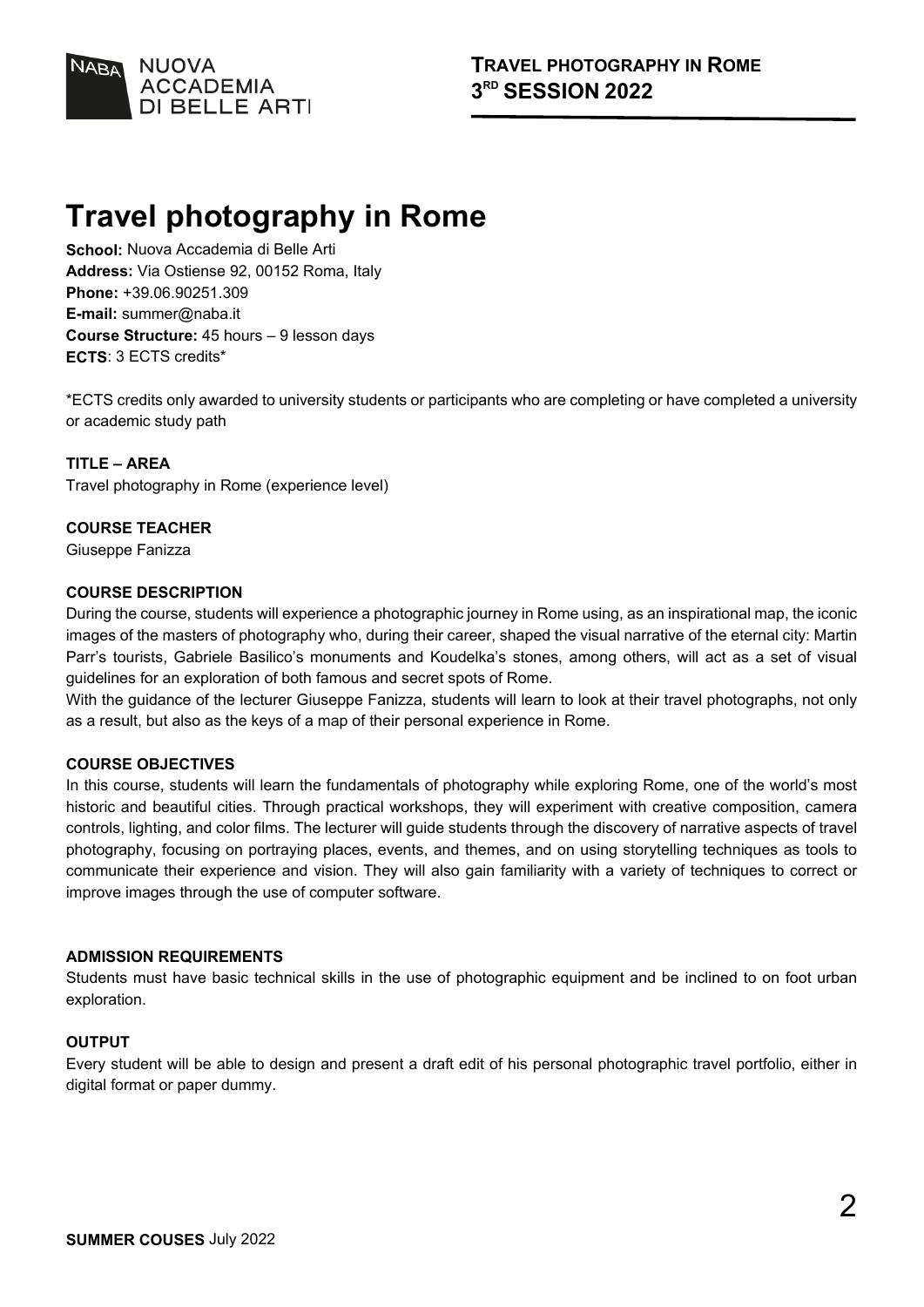# Travel photography in Rome

**School:** Nuova Accademia di Belle Arti
**Address:** Via Ostiense 92, 00152 Roma, Italy
**Phone:** +39.06.90251.309
**E-mail:** summer@naba.it
**Course Structure:** 45 hours – 9 lesson days
**ECTS**: 3 ECTS credits*

*ECTS credits only awarded to university students or participants who are completing or have completed a university or academic study path

**TITLE – AREA**

Travel photography in Rome (experience level)

**COURSE TEACHER**

Giuseppe Fanizza

**COURSE DESCRIPTION**

During the course, students will experience a photographic journey in Rome using, as an inspirational map, the iconic images of the masters of photography who, during their career, shaped the visual narrative of the eternal city: Martin Parr's tourists, Gabriele Basilico's monuments and Koudelka's stones, among others, will act as a set of visual guidelines for an exploration of both famous and secret spots of Rome.
With the guidance of the lecturer Giuseppe Fanizza, students will learn to look at their travel photographs, not only as a result, but also as the keys of a map of their personal experience in Rome.

**COURSE OBJECTIVES**

In this course, students will learn the fundamentals of photography while exploring Rome, one of the world's most historic and beautiful cities. Through practical workshops, they will experiment with creative composition, camera controls, lighting, and color films. The lecturer will guide students through the discovery of narrative aspects of travel photography, focusing on portraying places, events, and themes, and on using storytelling techniques as tools to communicate their experience and vision. They will also gain familiarity with a variety of techniques to correct or improve images through the use of computer software.

**ADMISSION REQUIREMENTS**

Students must have basic technical skills in the use of photographic equipment and be inclined to on foot urban exploration.

**OUTPUT**

Every student will be able to design and present a draft edit of his personal photographic travel portfolio, either in digital format or paper dummy.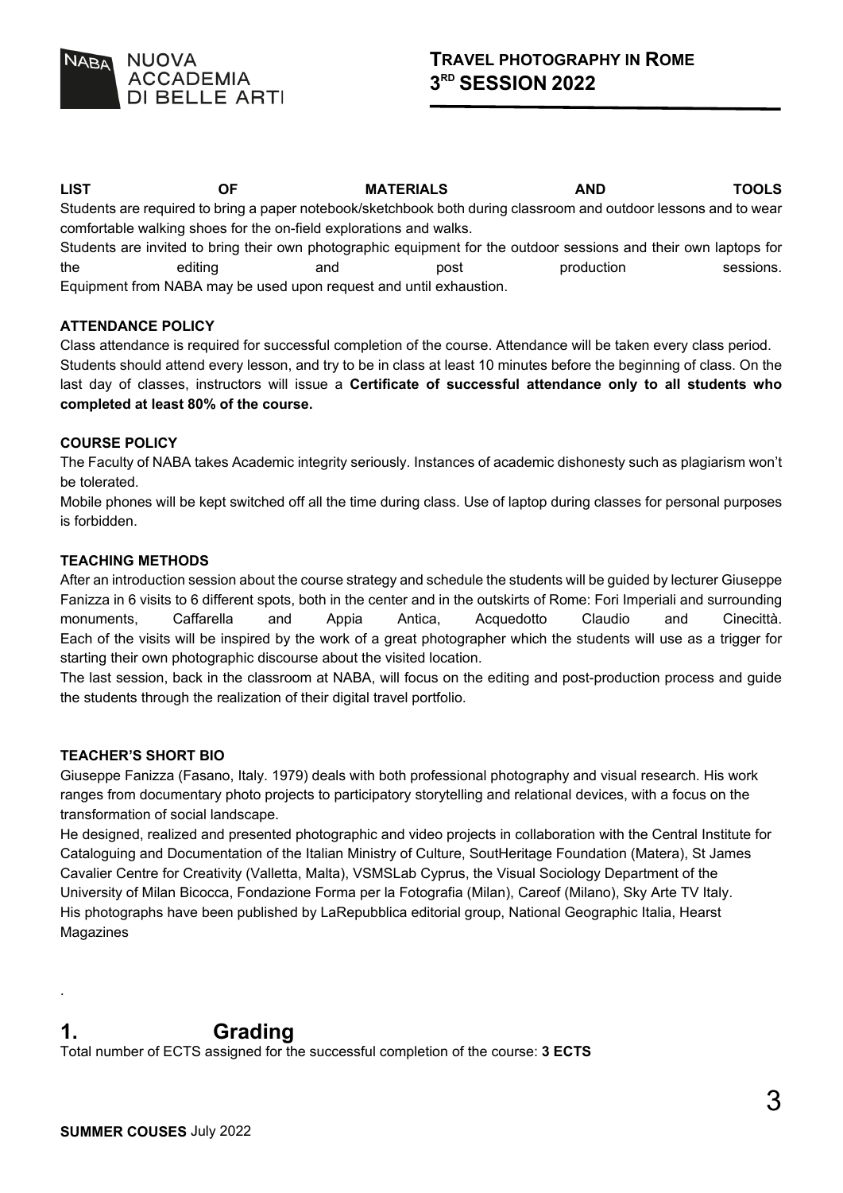**LIST OF MATERIALS AND TOOLS**

Students are required to bring a paper notebook/sketchbook both during classroom and outdoor lessons and to wear comfortable walking shoes for the on-field explorations and walks.

Students are invited to bring their own photographic equipment for the outdoor sessions and their own laptops for the editing and post production sessions.

Equipment from NABA may be used upon request and until exhaustion.

**ATTENDANCE POLICY**

Class attendance is required for successful completion of the course. Attendance will be taken every class period.

Students should attend every lesson, and try to be in class at least 10 minutes before the beginning of class. On the last day of classes, instructors will issue a **Certificate of successful attendance only to all students who completed at least 80% of the course.**

**COURSE POLICY**

The Faculty of NABA takes Academic integrity seriously. Instances of academic dishonesty such as plagiarism won't be tolerated.

Mobile phones will be kept switched off all the time during class. Use of laptop during classes for personal purposes is forbidden.

**TEACHING METHODS**

After an introduction session about the course strategy and schedule the students will be guided by lecturer Giuseppe Fanizza in 6 visits to 6 different spots, both in the center and in the outskirts of Rome: Fori Imperiali and surrounding monuments, Caffarella and Appia Antica, Acquedotto Claudio and Cinecittà.

Each of the visits will be inspired by the work of a great photographer which the students will use as a trigger for starting their own photographic discourse about the visited location.

The last session, back in the classroom at NABA, will focus on the editing and post-production process and guide the students through the realization of their digital travel portfolio.

**TEACHER'S SHORT BIO**

Giuseppe Fanizza (Fasano, Italy. 1979) deals with both professional photography and visual research. His work ranges from documentary photo projects to participatory storytelling and relational devices, with a focus on the transformation of social landscape.

He designed, realized and presented photographic and video projects in collaboration with the Central Institute for Cataloguing and Documentation of the Italian Ministry of Culture, SoutHeritage Foundation (Matera), St James Cavalier Centre for Creativity (Valletta, Malta), VSMSLab Cyprus, the Visual Sociology Department of the University of Milan Bicocca, Fondazione Forma per la Fotografia (Milan), Careof (Milano), Sky Arte TV Italy.

His photographs have been published by LaRepubblica editorial group, National Geographic Italia, Hearst Magazines

.

## 1. Grading

Total number of ECTS assigned for the successful completion of the course: **3 ECTS**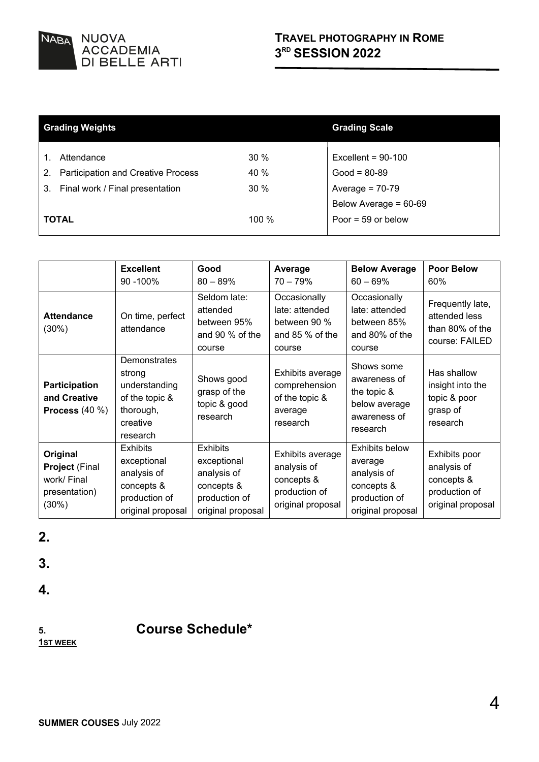| Grading Weights | | Grading Scale |
|---|---|---|
| 1. Attendance | 30 % | Excellent = 90-100 |
| 2. Participation and Creative Process | 40 % | Good = 80-89 |
| 3. Final work / Final presentation | 30 % | Average = 70-79 |
| | | Below Average = 60-69 |
| **TOTAL** | 100 % | Poor = 59 or below |

| | **Excellent** 90 -100% | **Good** 80 – 89% | **Average** 70 – 79% | **Below Average** 60 – 69% | **Poor Below** 60% |
|---|---|---|---|---|---|
| **Attendance** (30%) | On time, perfect attendance | Seldom late: attended between 95% and 90 % of the course | Occasionally late: attended between 90 % and 85 % of the course | Occasionally late: attended between 85% and 80% of the course | Frequently late, attended less than 80% of the course: FAILED |
| **Participation and Creative Process** (40 %) | Demonstrates strong understanding of the topic & thorough, creative research | Shows good grasp of the topic & good research | Exhibits average comprehension of the topic & average research | Shows some awareness of the topic & below average awareness of research | Has shallow insight into the topic & poor grasp of research |
| **Original Project** (Final work/ Final presentation) (30%) | Exhibits exceptional analysis of concepts & production of original proposal | Exhibits exceptional analysis of concepts & production of original proposal | Exhibits average analysis of concepts & production of original proposal | Exhibits below average analysis of concepts & production of original proposal | Exhibits poor analysis of concepts & production of original proposal |

**2.**

**3.**

**4.**

**5.** **Course Schedule***

**1ST WEEK**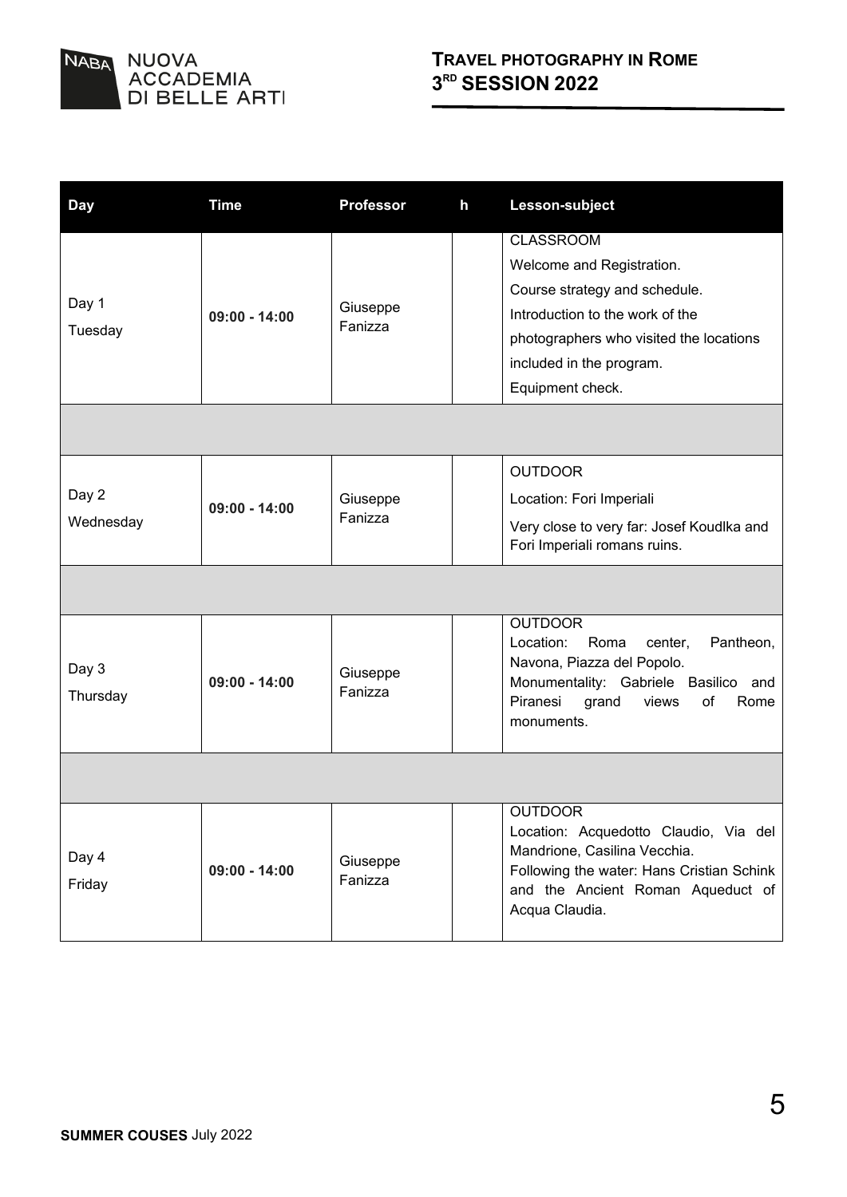# TRAVEL PHOTOGRAPHY IN ROME
## 3RD SESSION 2022

| Day | Time | Professor | h | Lesson-subject |
|---|---|---|---|---|
| Day 1 Tuesday | **09:00 - 14:00** | Giuseppe Fanizza | | CLASSROOM<br>Welcome and Registration.<br>Course strategy and schedule.<br>Introduction to the work of the photographers who visited the locations included in the program.<br>Equipment check. |
| | | | | |
| Day 2 Wednesday | **09:00 - 14:00** | Giuseppe Fanizza | | OUTDOOR<br>Location: Fori Imperiali<br>Very close to very far: Josef Koudlka and Fori Imperiali romans ruins. |
| | | | | |
| Day 3 Thursday | **09:00 - 14:00** | Giuseppe Fanizza | | OUTDOOR<br>Location: Roma center, Pantheon, Navona, Piazza del Popolo.<br>Monumentality: Gabriele Basilico and Piranesi grand views of Rome monuments. |
| | | | | |
| Day 4 Friday | **09:00 - 14:00** | Giuseppe Fanizza | | OUTDOOR<br>Location: Acquedotto Claudio, Via del Mandrione, Casilina Vecchia.<br>Following the water: Hans Cristian Schink and the Ancient Roman Aqueduct of Acqua Claudia. |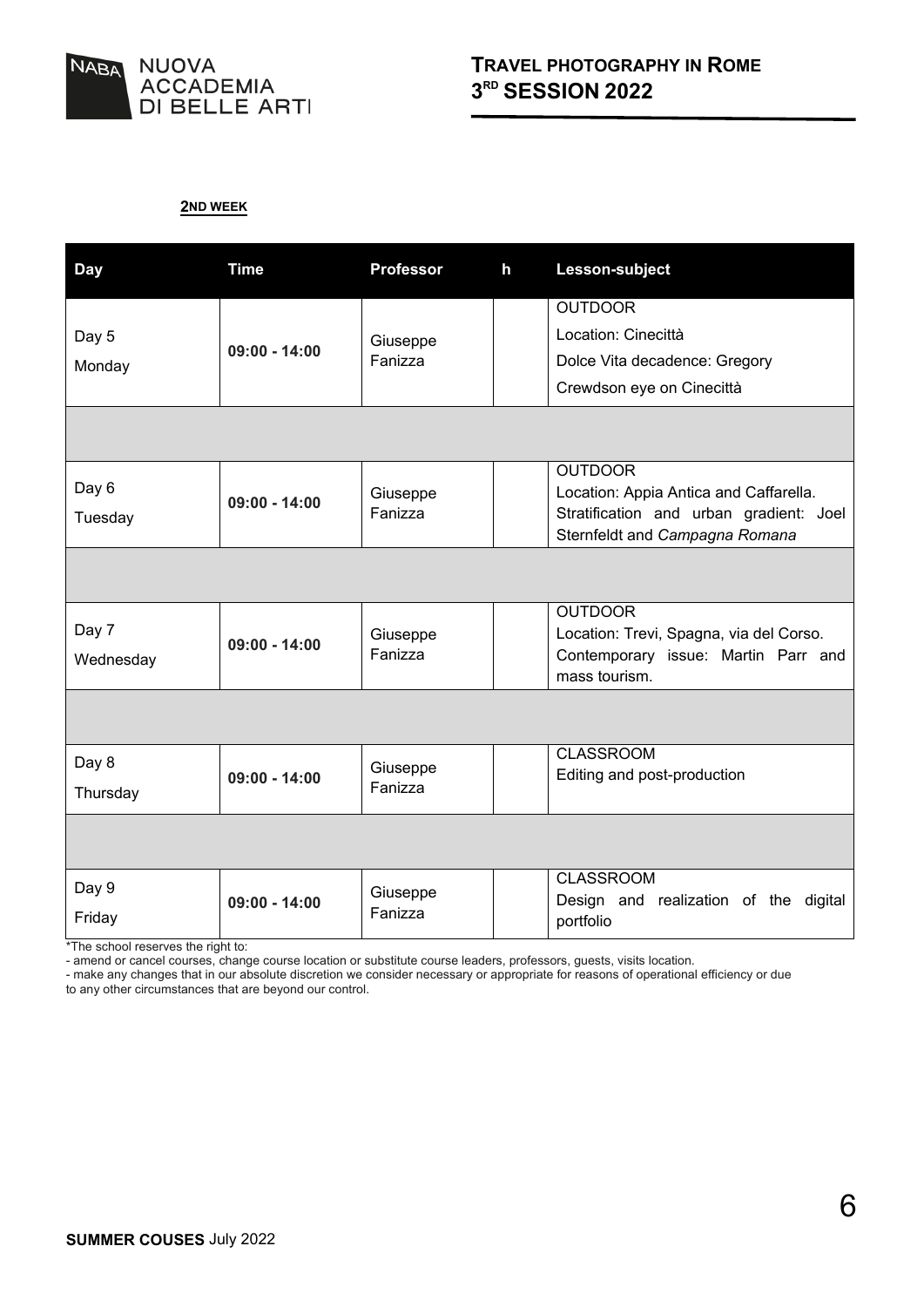**2ND WEEK**

| Day | Time | Professor | h | Lesson-subject |
|---|---|---|---|---|
| Day 5 Monday | 09:00 - 14:00 | Giuseppe Fanizza | | OUTDOOR<br>Location: Cinecittà<br>Dolce Vita decadence: Gregory Crewdson eye on Cinecittà |
| | | | | |
| Day 6 Tuesday | 09:00 - 14:00 | Giuseppe Fanizza | | OUTDOOR<br>Location: Appia Antica and Caffarella.<br>Stratification and urban gradient: Joel Sternfeldt and *Campagna Romana* |
| | | | | |
| Day 7 Wednesday | 09:00 - 14:00 | Giuseppe Fanizza | | OUTDOOR<br>Location: Trevi, Spagna, via del Corso.<br>Contemporary issue: Martin Parr and mass tourism. |
| | | | | |
| Day 8 Thursday | 09:00 - 14:00 | Giuseppe Fanizza | | CLASSROOM<br>Editing and post-production |
| | | | | |
| Day 9 Friday | 09:00 - 14:00 | Giuseppe Fanizza | | CLASSROOM<br>Design and realization of the digital portfolio |

*The school reserves the right to:
- amend or cancel courses, change course location or substitute course leaders, professors, guests, visits location.
- make any changes that in our absolute discretion we consider necessary or appropriate for reasons of operational efficiency or due to any other circumstances that are beyond our control.